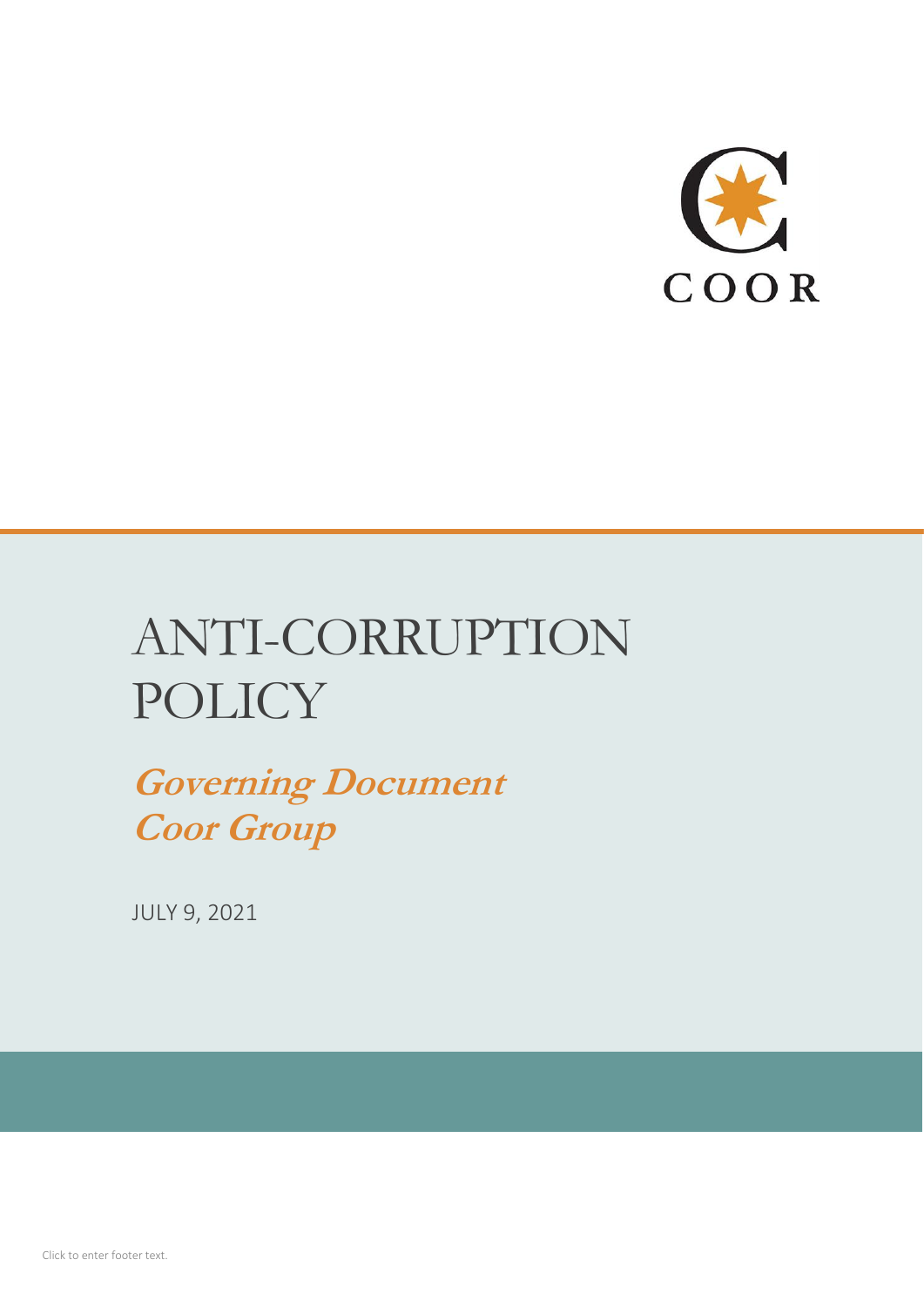COOR

# ANTI-CORRUPTION POLICY

***Governing Document***
***Coor Group***

JULY 9, 2021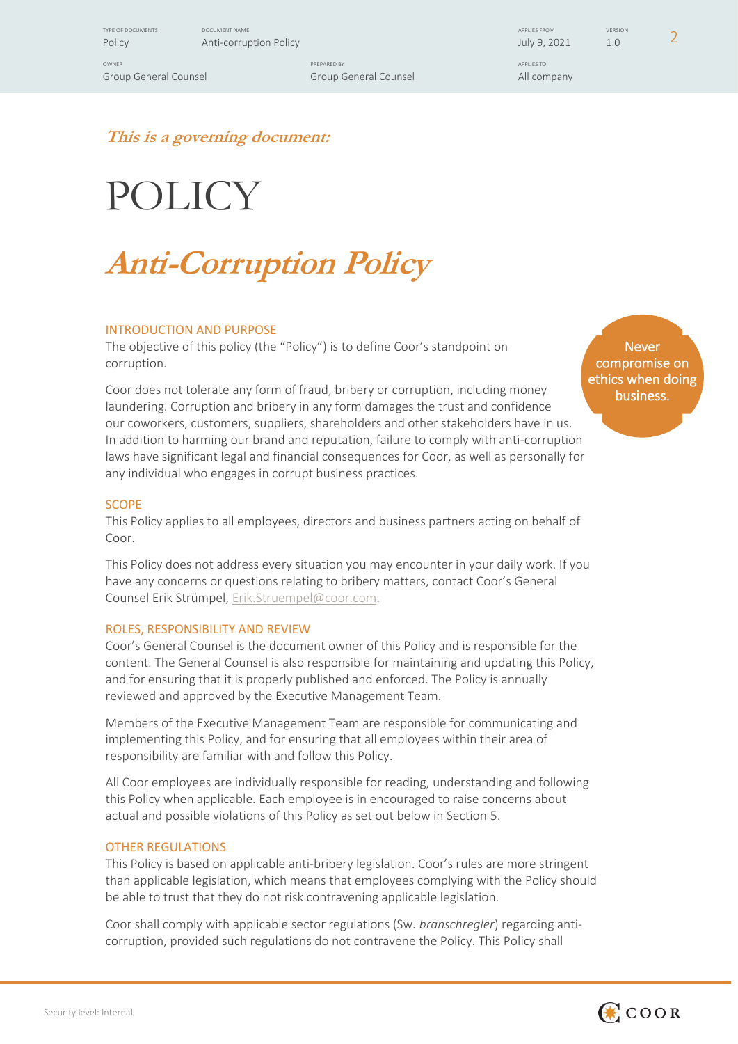*This is a governing document:*

# POLICY

# *Anti-Corruption Policy*

## INTRODUCTION AND PURPOSE

The objective of this policy (the "Policy") is to define Coor's standpoint on corruption.

Never compromise on ethics when doing business.

Coor does not tolerate any form of fraud, bribery or corruption, including money laundering. Corruption and bribery in any form damages the trust and confidence our coworkers, customers, suppliers, shareholders and other stakeholders have in us. In addition to harming our brand and reputation, failure to comply with anti-corruption laws have significant legal and financial consequences for Coor, as well as personally for any individual who engages in corrupt business practices.

## SCOPE

This Policy applies to all employees, directors and business partners acting on behalf of Coor.

This Policy does not address every situation you may encounter in your daily work. If you have any concerns or questions relating to bribery matters, contact Coor's General Counsel Erik Strümpel, Erik.Struempel@coor.com.

## ROLES, RESPONSIBILITY AND REVIEW

Coor's General Counsel is the document owner of this Policy and is responsible for the content. The General Counsel is also responsible for maintaining and updating this Policy, and for ensuring that it is properly published and enforced. The Policy is annually reviewed and approved by the Executive Management Team.

Members of the Executive Management Team are responsible for communicating and implementing this Policy, and for ensuring that all employees within their area of responsibility are familiar with and follow this Policy.

All Coor employees are individually responsible for reading, understanding and following this Policy when applicable. Each employee is in encouraged to raise concerns about actual and possible violations of this Policy as set out below in Section 5.

## OTHER REGULATIONS

This Policy is based on applicable anti-bribery legislation. Coor's rules are more stringent than applicable legislation, which means that employees complying with the Policy should be able to trust that they do not risk contravening applicable legislation.

Coor shall comply with applicable sector regulations (Sw. *branschregler*) regarding anti-corruption, provided such regulations do not contravene the Policy. This Policy shall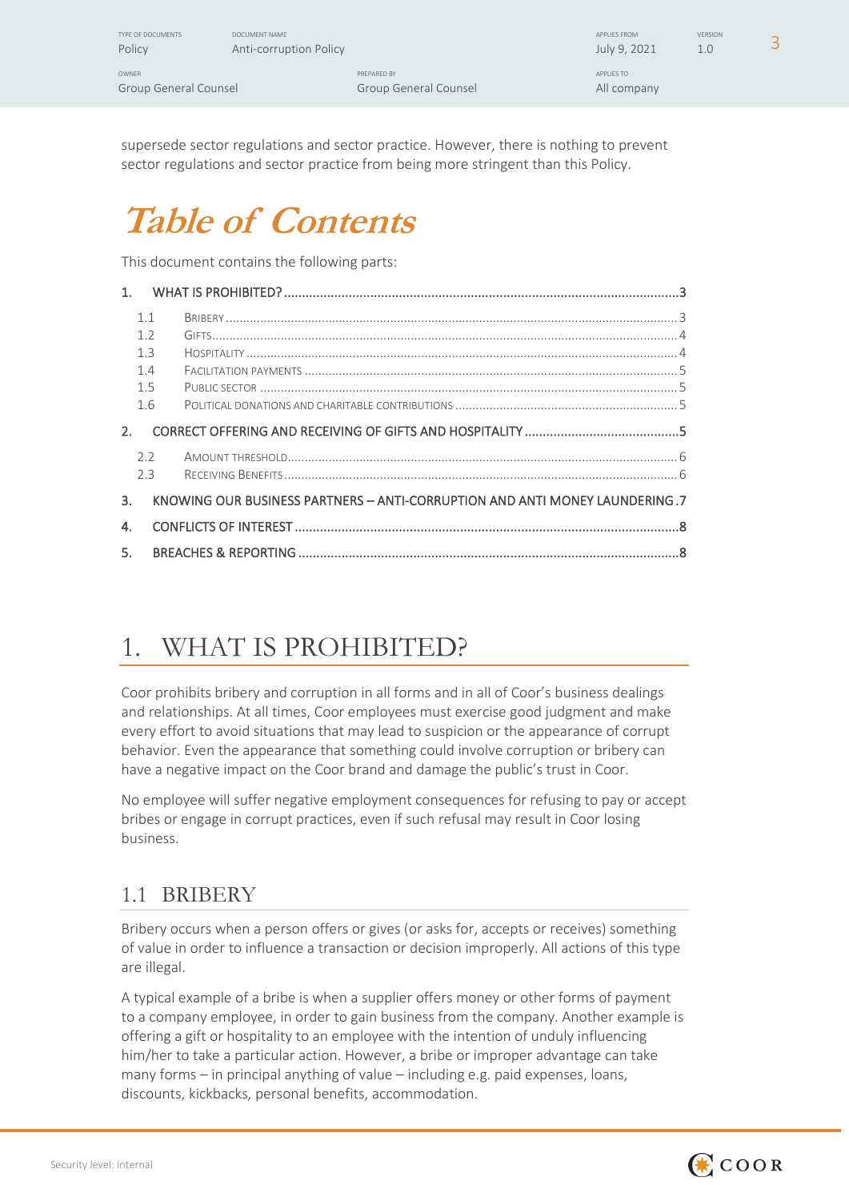supersede sector regulations and sector practice. However, there is nothing to prevent sector regulations and sector practice from being more stringent than this Policy.

# Table of Contents

This document contains the following parts:

1. WHAT IS PROHIBITED? ....... 3
   - 1.1 BRIBERY ....... 3
   - 1.2 GIFTS ....... 4
   - 1.3 HOSPITALITY ....... 4
   - 1.4 FACILITATION PAYMENTS ....... 5
   - 1.5 PUBLIC SECTOR ....... 5
   - 1.6 POLITICAL DONATIONS AND CHARITABLE CONTRIBUTIONS ....... 5
2. CORRECT OFFERING AND RECEIVING OF GIFTS AND HOSPITALITY ....... 5
   - 2.2 AMOUNT THRESHOLD ....... 6
   - 2.3 RECEIVING BENEFITS ....... 6
3. KNOWING OUR BUSINESS PARTNERS – ANTI-CORRUPTION AND ANTI MONEY LAUNDERING ....... 7
4. CONFLICTS OF INTEREST ....... 8
5. BREACHES & REPORTING ....... 8

# 1. WHAT IS PROHIBITED?

Coor prohibits bribery and corruption in all forms and in all of Coor's business dealings and relationships. At all times, Coor employees must exercise good judgment and make every effort to avoid situations that may lead to suspicion or the appearance of corrupt behavior. Even the appearance that something could involve corruption or bribery can have a negative impact on the Coor brand and damage the public's trust in Coor.

No employee will suffer negative employment consequences for refusing to pay or accept bribes or engage in corrupt practices, even if such refusal may result in Coor losing business.

## 1.1 BRIBERY

Bribery occurs when a person offers or gives (or asks for, accepts or receives) something of value in order to influence a transaction or decision improperly. All actions of this type are illegal.

A typical example of a bribe is when a supplier offers money or other forms of payment to a company employee, in order to gain business from the company. Another example is offering a gift or hospitality to an employee with the intention of unduly influencing him/her to take a particular action. However, a bribe or improper advantage can take many forms – in principal anything of value – including e.g. paid expenses, loans, discounts, kickbacks, personal benefits, accommodation.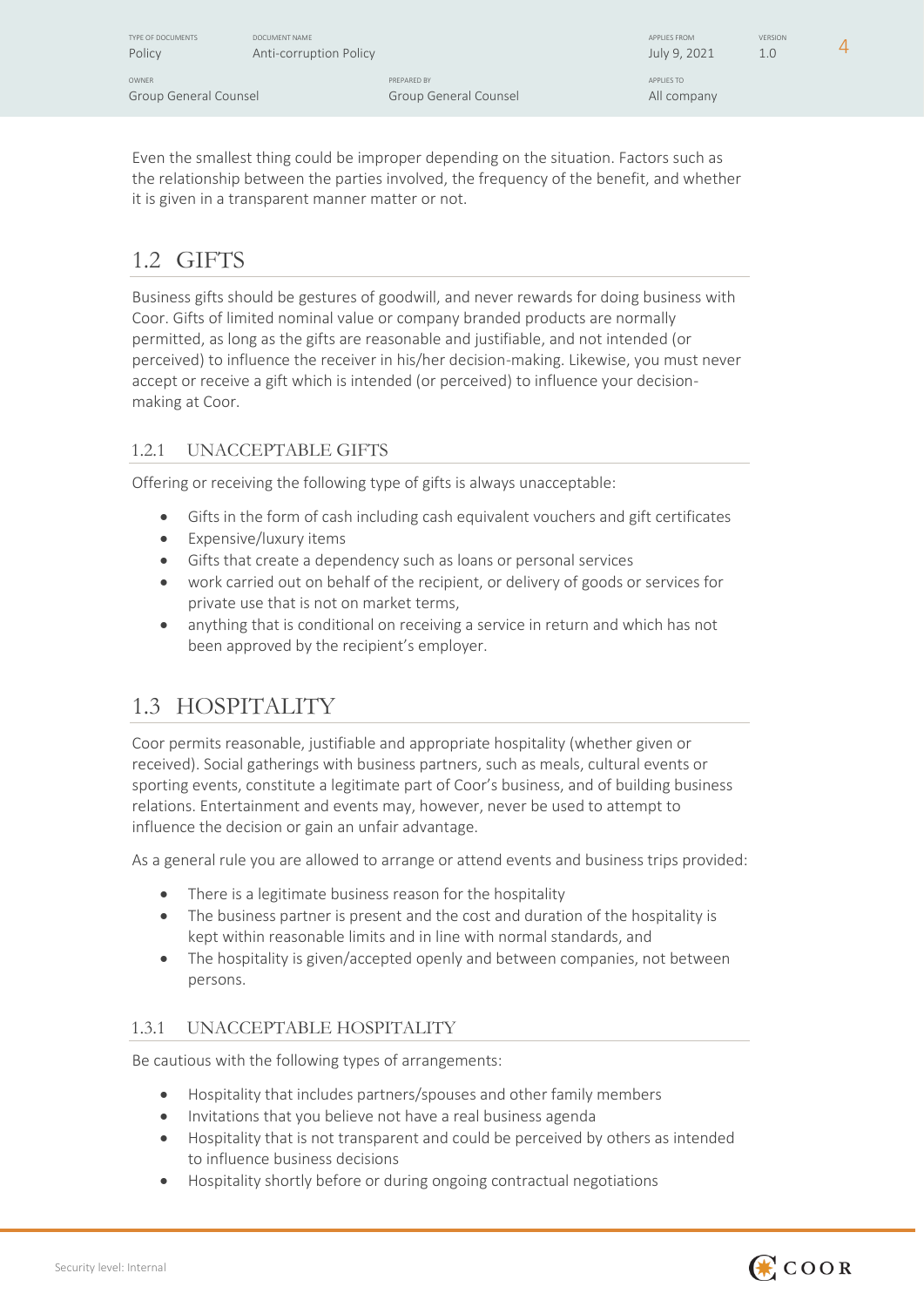Even the smallest thing could be improper depending on the situation. Factors such as the relationship between the parties involved, the frequency of the benefit, and whether it is given in a transparent manner matter or not.

## 1.2 GIFTS

Business gifts should be gestures of goodwill, and never rewards for doing business with Coor. Gifts of limited nominal value or company branded products are normally permitted, as long as the gifts are reasonable and justifiable, and not intended (or perceived) to influence the receiver in his/her decision-making. Likewise, you must never accept or receive a gift which is intended (or perceived) to influence your decision-making at Coor.

### 1.2.1 UNACCEPTABLE GIFTS

Offering or receiving the following type of gifts is always unacceptable:

- Gifts in the form of cash including cash equivalent vouchers and gift certificates
- Expensive/luxury items
- Gifts that create a dependency such as loans or personal services
- work carried out on behalf of the recipient, or delivery of goods or services for private use that is not on market terms,
- anything that is conditional on receiving a service in return and which has not been approved by the recipient's employer.

## 1.3 HOSPITALITY

Coor permits reasonable, justifiable and appropriate hospitality (whether given or received). Social gatherings with business partners, such as meals, cultural events or sporting events, constitute a legitimate part of Coor's business, and of building business relations. Entertainment and events may, however, never be used to attempt to influence the decision or gain an unfair advantage.

As a general rule you are allowed to arrange or attend events and business trips provided:

- There is a legitimate business reason for the hospitality
- The business partner is present and the cost and duration of the hospitality is kept within reasonable limits and in line with normal standards, and
- The hospitality is given/accepted openly and between companies, not between persons.

### 1.3.1 UNACCEPTABLE HOSPITALITY

Be cautious with the following types of arrangements:

- Hospitality that includes partners/spouses and other family members
- Invitations that you believe not have a real business agenda
- Hospitality that is not transparent and could be perceived by others as intended to influence business decisions
- Hospitality shortly before or during ongoing contractual negotiations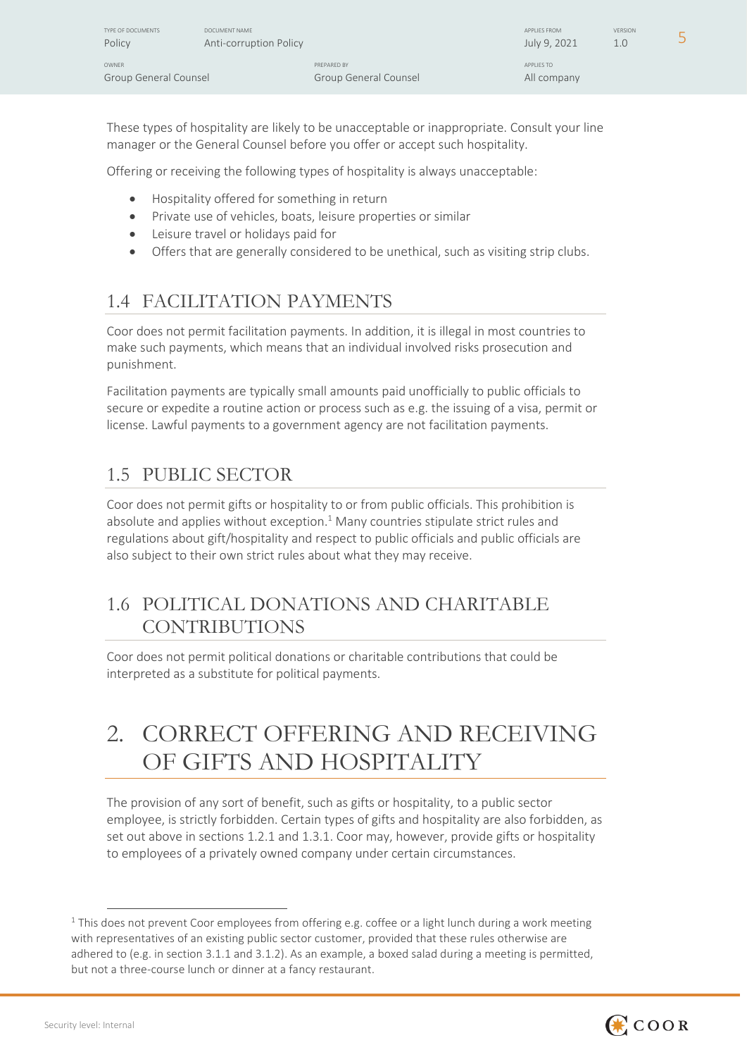These types of hospitality are likely to be unacceptable or inappropriate. Consult your line manager or the General Counsel before you offer or accept such hospitality.

Offering or receiving the following types of hospitality is always unacceptable:

- Hospitality offered for something in return
- Private use of vehicles, boats, leisure properties or similar
- Leisure travel or holidays paid for
- Offers that are generally considered to be unethical, such as visiting strip clubs.

## 1.4 FACILITATION PAYMENTS

Coor does not permit facilitation payments. In addition, it is illegal in most countries to make such payments, which means that an individual involved risks prosecution and punishment.

Facilitation payments are typically small amounts paid unofficially to public officials to secure or expedite a routine action or process such as e.g. the issuing of a visa, permit or license. Lawful payments to a government agency are not facilitation payments.

## 1.5 PUBLIC SECTOR

Coor does not permit gifts or hospitality to or from public officials. This prohibition is absolute and applies without exception.[1] Many countries stipulate strict rules and regulations about gift/hospitality and respect to public officials and public officials are also subject to their own strict rules about what they may receive.

## 1.6 POLITICAL DONATIONS AND CHARITABLE CONTRIBUTIONS

Coor does not permit political donations or charitable contributions that could be interpreted as a substitute for political payments.

# 2. CORRECT OFFERING AND RECEIVING OF GIFTS AND HOSPITALITY

The provision of any sort of benefit, such as gifts or hospitality, to a public sector employee, is strictly forbidden. Certain types of gifts and hospitality are also forbidden, as set out above in sections 1.2.1 and 1.3.1. Coor may, however, provide gifts or hospitality to employees of a privately owned company under certain circumstances.

[1] This does not prevent Coor employees from offering e.g. coffee or a light lunch during a work meeting with representatives of an existing public sector customer, provided that these rules otherwise are adhered to (e.g. in section 3.1.1 and 3.1.2). As an example, a boxed salad during a meeting is permitted, but not a three-course lunch or dinner at a fancy restaurant.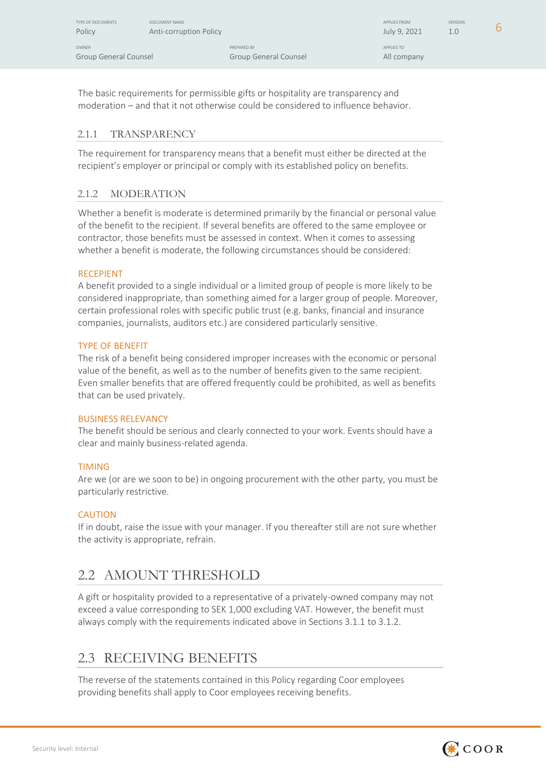The basic requirements for permissible gifts or hospitality are transparency and moderation – and that it not otherwise could be considered to influence behavior.

### 2.1.1 TRANSPARENCY

The requirement for transparency means that a benefit must either be directed at the recipient's employer or principal or comply with its established policy on benefits.

### 2.1.2 MODERATION

Whether a benefit is moderate is determined primarily by the financial or personal value of the benefit to the recipient. If several benefits are offered to the same employee or contractor, those benefits must be assessed in context. When it comes to assessing whether a benefit is moderate, the following circumstances should be considered:

**RECEPIENT**

A benefit provided to a single individual or a limited group of people is more likely to be considered inappropriate, than something aimed for a larger group of people. Moreover, certain professional roles with specific public trust (e.g. banks, financial and insurance companies, journalists, auditors etc.) are considered particularly sensitive.

**TYPE OF BENEFIT**

The risk of a benefit being considered improper increases with the economic or personal value of the benefit, as well as to the number of benefits given to the same recipient. Even smaller benefits that are offered frequently could be prohibited, as well as benefits that can be used privately.

**BUSINESS RELEVANCY**

The benefit should be serious and clearly connected to your work. Events should have a clear and mainly business-related agenda.

**TIMING**

Are we (or are we soon to be) in ongoing procurement with the other party, you must be particularly restrictive.

**CAUTION**

If in doubt, raise the issue with your manager. If you thereafter still are not sure whether the activity is appropriate, refrain.

## 2.2 AMOUNT THRESHOLD

A gift or hospitality provided to a representative of a privately-owned company may not exceed a value corresponding to SEK 1,000 excluding VAT. However, the benefit must always comply with the requirements indicated above in Sections 3.1.1 to 3.1.2.

## 2.3 RECEIVING BENEFITS

The reverse of the statements contained in this Policy regarding Coor employees providing benefits shall apply to Coor employees receiving benefits.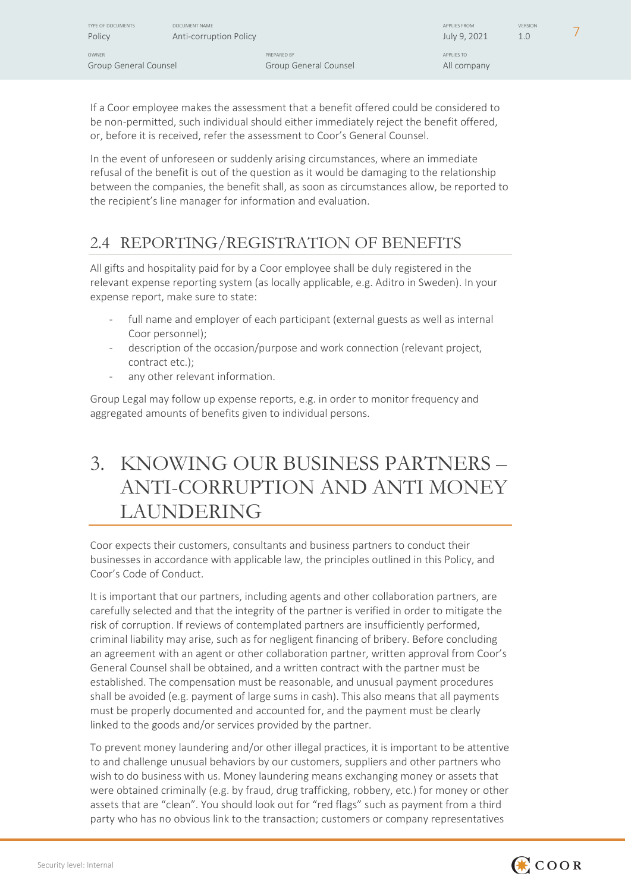If a Coor employee makes the assessment that a benefit offered could be considered to be non-permitted, such individual should either immediately reject the benefit offered, or, before it is received, refer the assessment to Coor's General Counsel.

In the event of unforeseen or suddenly arising circumstances, where an immediate refusal of the benefit is out of the question as it would be damaging to the relationship between the companies, the benefit shall, as soon as circumstances allow, be reported to the recipient's line manager for information and evaluation.

## 2.4 REPORTING/REGISTRATION OF BENEFITS

All gifts and hospitality paid for by a Coor employee shall be duly registered in the relevant expense reporting system (as locally applicable, e.g. Aditro in Sweden). In your expense report, make sure to state:

- full name and employer of each participant (external guests as well as internal Coor personnel);
- description of the occasion/purpose and work connection (relevant project, contract etc.);
- any other relevant information.

Group Legal may follow up expense reports, e.g. in order to monitor frequency and aggregated amounts of benefits given to individual persons.

# 3. KNOWING OUR BUSINESS PARTNERS – ANTI-CORRUPTION AND ANTI MONEY LAUNDERING

Coor expects their customers, consultants and business partners to conduct their businesses in accordance with applicable law, the principles outlined in this Policy, and Coor's Code of Conduct.

It is important that our partners, including agents and other collaboration partners, are carefully selected and that the integrity of the partner is verified in order to mitigate the risk of corruption. If reviews of contemplated partners are insufficiently performed, criminal liability may arise, such as for negligent financing of bribery. Before concluding an agreement with an agent or other collaboration partner, written approval from Coor's General Counsel shall be obtained, and a written contract with the partner must be established. The compensation must be reasonable, and unusual payment procedures shall be avoided (e.g. payment of large sums in cash). This also means that all payments must be properly documented and accounted for, and the payment must be clearly linked to the goods and/or services provided by the partner.

To prevent money laundering and/or other illegal practices, it is important to be attentive to and challenge unusual behaviors by our customers, suppliers and other partners who wish to do business with us. Money laundering means exchanging money or assets that were obtained criminally (e.g. by fraud, drug trafficking, robbery, etc.) for money or other assets that are "clean". You should look out for "red flags" such as payment from a third party who has no obvious link to the transaction; customers or company representatives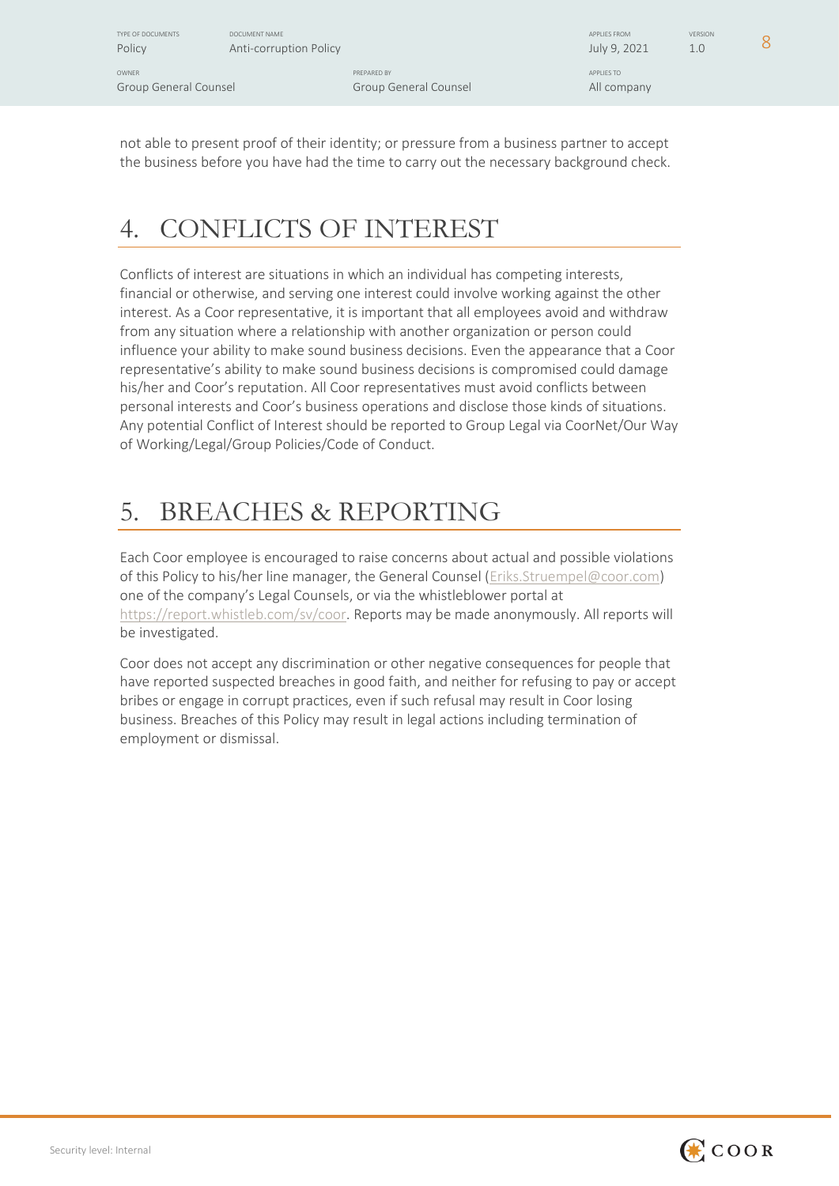not able to present proof of their identity; or pressure from a business partner to accept the business before you have had the time to carry out the necessary background check.

# 4. CONFLICTS OF INTEREST

Conflicts of interest are situations in which an individual has competing interests, financial or otherwise, and serving one interest could involve working against the other interest. As a Coor representative, it is important that all employees avoid and withdraw from any situation where a relationship with another organization or person could influence your ability to make sound business decisions. Even the appearance that a Coor representative's ability to make sound business decisions is compromised could damage his/her and Coor's reputation. All Coor representatives must avoid conflicts between personal interests and Coor's business operations and disclose those kinds of situations. Any potential Conflict of Interest should be reported to Group Legal via CoorNet/Our Way of Working/Legal/Group Policies/Code of Conduct.

# 5. BREACHES & REPORTING

Each Coor employee is encouraged to raise concerns about actual and possible violations of this Policy to his/her line manager, the General Counsel (Eriks.Struempel@coor.com) one of the company's Legal Counsels, or via the whistleblower portal at https://report.whistleb.com/sv/coor. Reports may be made anonymously. All reports will be investigated.

Coor does not accept any discrimination or other negative consequences for people that have reported suspected breaches in good faith, and neither for refusing to pay or accept bribes or engage in corrupt practices, even if such refusal may result in Coor losing business. Breaches of this Policy may result in legal actions including termination of employment or dismissal.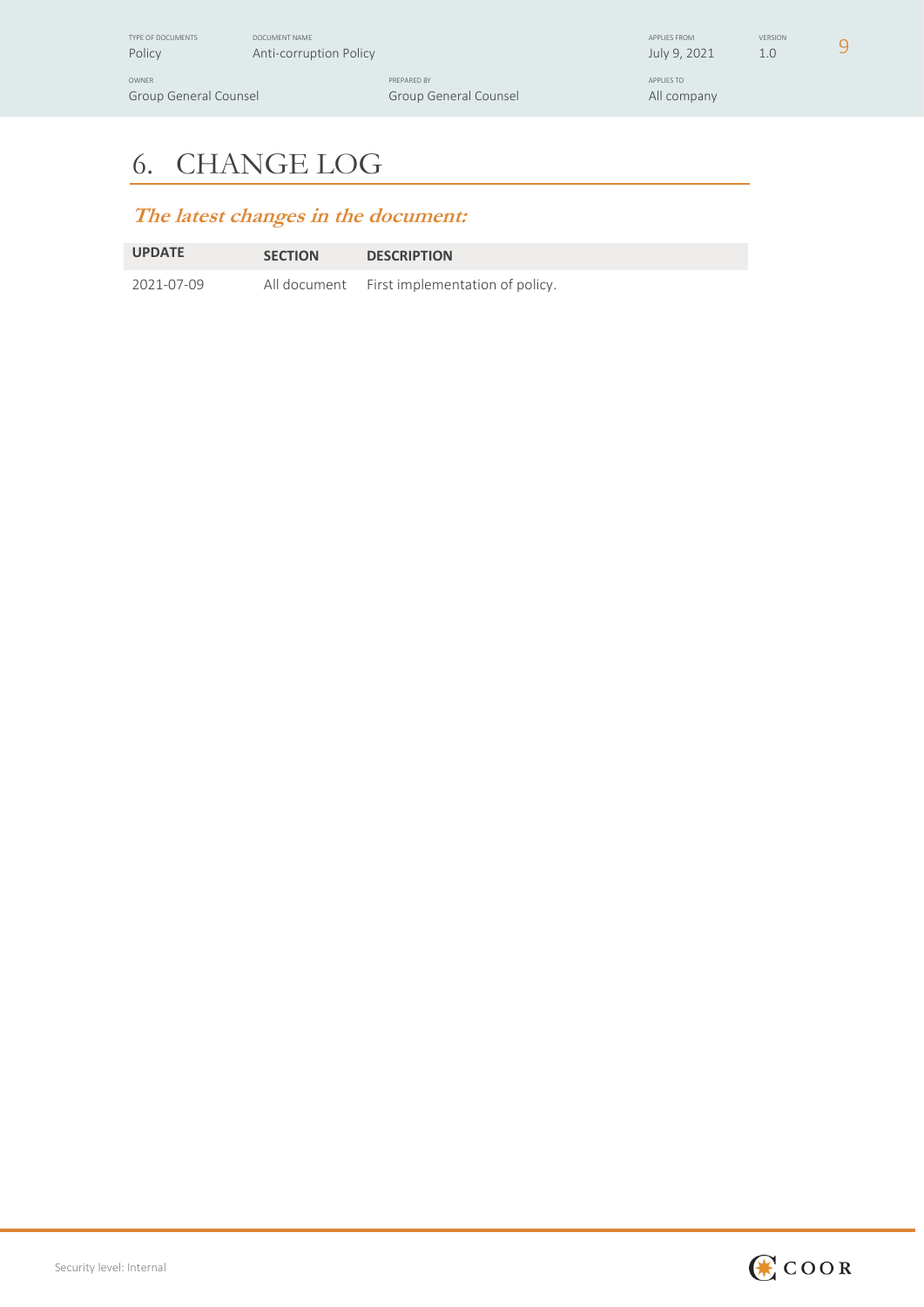# 6. CHANGE LOG

***The latest changes in the document:***

| UPDATE | SECTION | DESCRIPTION |
|---|---|---|
| 2021-07-09 | All document | First implementation of policy. |